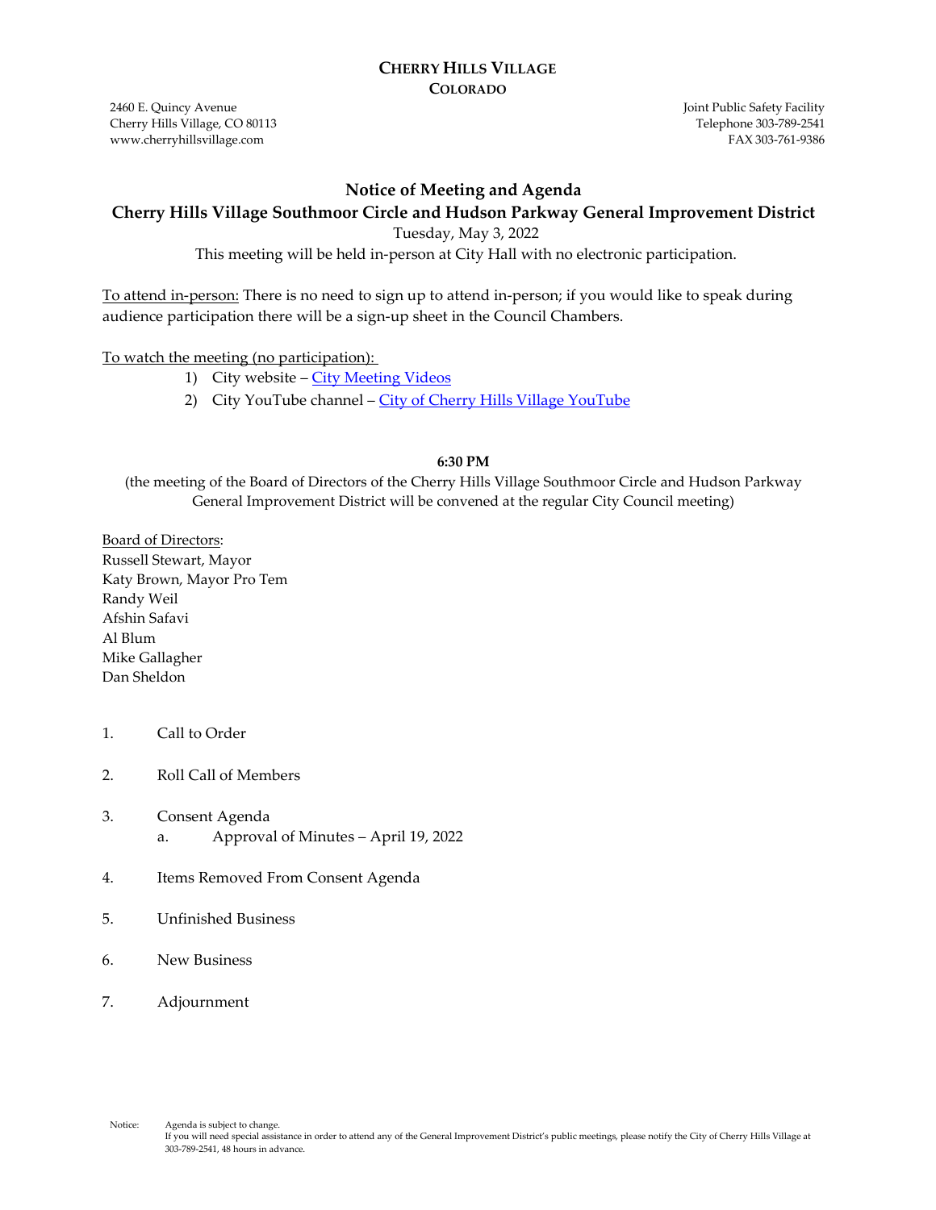# CHERRY HILLS VILLAGE
## COLORADO

2460 E. Quincy Avenue
Cherry Hills Village, CO 80113
www.cherryhillsvillage.com

Joint Public Safety Facility
Telephone 303-789-2541
FAX 303-761-9386

## Notice of Meeting and Agenda
## Cherry Hills Village Southmoor Circle and Hudson Parkway General Improvement District

Tuesday, May 3, 2022

This meeting will be held in-person at City Hall with no electronic participation.

To attend in-person: There is no need to sign up to attend in-person; if you would like to speak during audience participation there will be a sign-up sheet in the Council Chambers.

To watch the meeting (no participation):

1) City website – City Meeting Videos
2) City YouTube channel – City of Cherry Hills Village YouTube

**6:30 PM**

(the meeting of the Board of Directors of the Cherry Hills Village Southmoor Circle and Hudson Parkway General Improvement District will be convened at the regular City Council meeting)

Board of Directors:
Russell Stewart, Mayor
Katy Brown, Mayor Pro Tem
Randy Weil
Afshin Safavi
Al Blum
Mike Gallagher
Dan Sheldon

1. Call to Order

2. Roll Call of Members

3. Consent Agenda
   a. Approval of Minutes – April 19, 2022

4. Items Removed From Consent Agenda

5. Unfinished Business

6. New Business

7. Adjournment

Notice: Agenda is subject to change.
If you will need special assistance in order to attend any of the General Improvement District's public meetings, please notify the City of Cherry Hills Village at 303-789-2541, 48 hours in advance.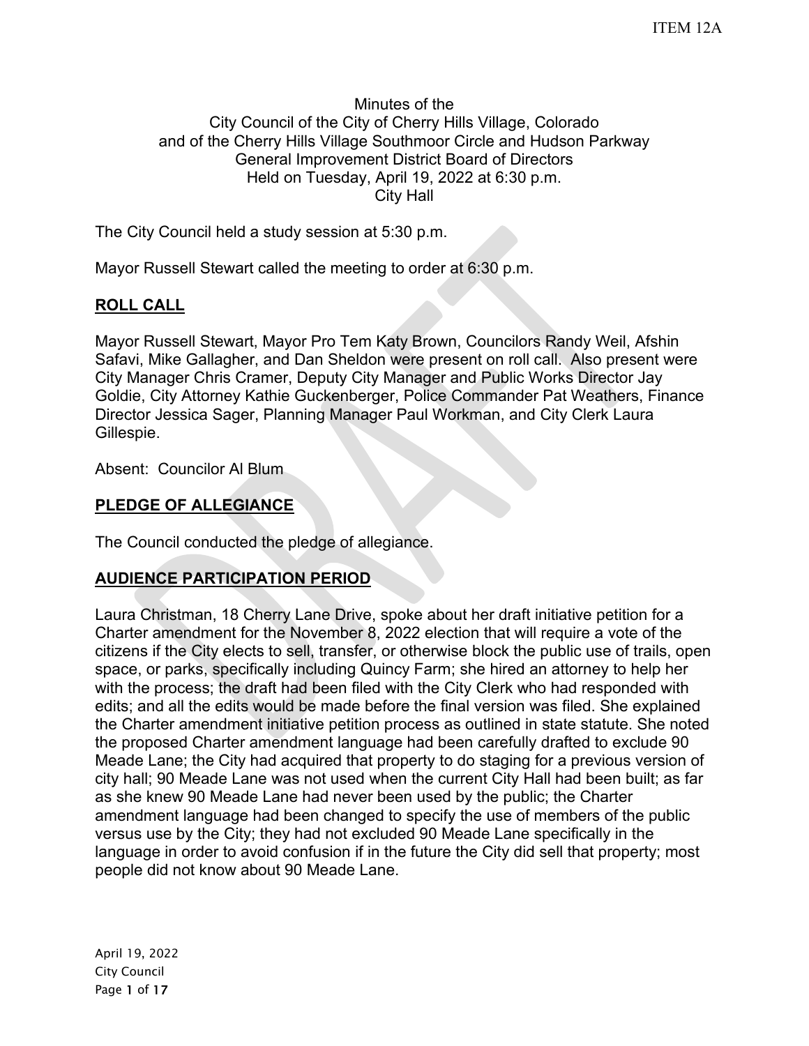ITEM 12A

Minutes of the
City Council of the City of Cherry Hills Village, Colorado
and of the Cherry Hills Village Southmoor Circle and Hudson Parkway
General Improvement District Board of Directors
Held on Tuesday, April 19, 2022 at 6:30 p.m.
City Hall

The City Council held a study session at 5:30 p.m.

Mayor Russell Stewart called the meeting to order at 6:30 p.m.

## ROLL CALL

Mayor Russell Stewart, Mayor Pro Tem Katy Brown, Councilors Randy Weil, Afshin Safavi, Mike Gallagher, and Dan Sheldon were present on roll call. Also present were City Manager Chris Cramer, Deputy City Manager and Public Works Director Jay Goldie, City Attorney Kathie Guckenberger, Police Commander Pat Weathers, Finance Director Jessica Sager, Planning Manager Paul Workman, and City Clerk Laura Gillespie.

Absent: Councilor Al Blum

## PLEDGE OF ALLEGIANCE

The Council conducted the pledge of allegiance.

## AUDIENCE PARTICIPATION PERIOD

Laura Christman, 18 Cherry Lane Drive, spoke about her draft initiative petition for a Charter amendment for the November 8, 2022 election that will require a vote of the citizens if the City elects to sell, transfer, or otherwise block the public use of trails, open space, or parks, specifically including Quincy Farm; she hired an attorney to help her with the process; the draft had been filed with the City Clerk who had responded with edits; and all the edits would be made before the final version was filed. She explained the Charter amendment initiative petition process as outlined in state statute. She noted the proposed Charter amendment language had been carefully drafted to exclude 90 Meade Lane; the City had acquired that property to do staging for a previous version of city hall; 90 Meade Lane was not used when the current City Hall had been built; as far as she knew 90 Meade Lane had never been used by the public; the Charter amendment language had been changed to specify the use of members of the public versus use by the City; they had not excluded 90 Meade Lane specifically in the language in order to avoid confusion if in the future the City did sell that property; most people did not know about 90 Meade Lane.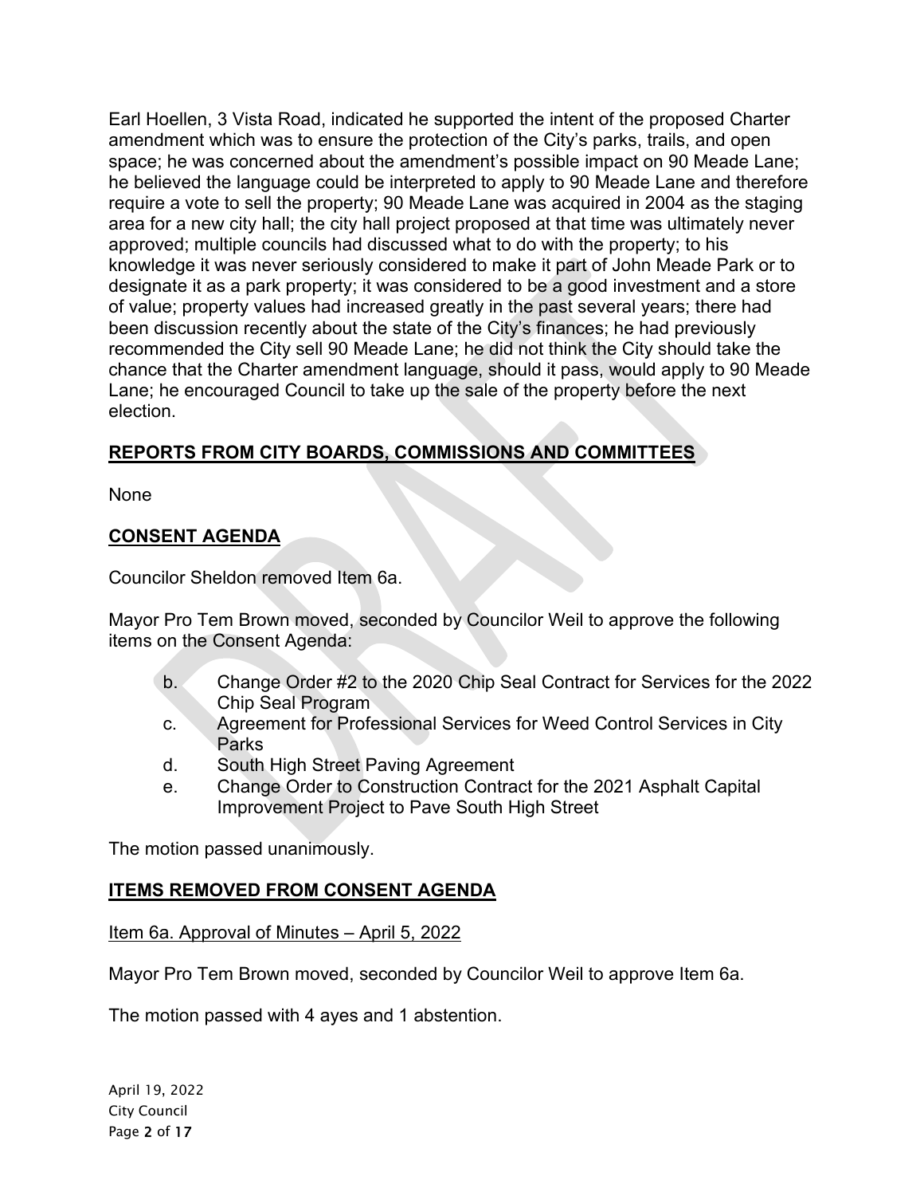Earl Hoellen, 3 Vista Road, indicated he supported the intent of the proposed Charter amendment which was to ensure the protection of the City's parks, trails, and open space; he was concerned about the amendment's possible impact on 90 Meade Lane; he believed the language could be interpreted to apply to 90 Meade Lane and therefore require a vote to sell the property; 90 Meade Lane was acquired in 2004 as the staging area for a new city hall; the city hall project proposed at that time was ultimately never approved; multiple councils had discussed what to do with the property; to his knowledge it was never seriously considered to make it part of John Meade Park or to designate it as a park property; it was considered to be a good investment and a store of value; property values had increased greatly in the past several years; there had been discussion recently about the state of the City's finances; he had previously recommended the City sell 90 Meade Lane; he did not think the City should take the chance that the Charter amendment language, should it pass, would apply to 90 Meade Lane; he encouraged Council to take up the sale of the property before the next election.

## REPORTS FROM CITY BOARDS, COMMISSIONS AND COMMITTEES

None

## CONSENT AGENDA

Councilor Sheldon removed Item 6a.

Mayor Pro Tem Brown moved, seconded by Councilor Weil to approve the following items on the Consent Agenda:

- b. Change Order #2 to the 2020 Chip Seal Contract for Services for the 2022 Chip Seal Program
- c. Agreement for Professional Services for Weed Control Services in City Parks
- d. South High Street Paving Agreement
- e. Change Order to Construction Contract for the 2021 Asphalt Capital Improvement Project to Pave South High Street

The motion passed unanimously.

## ITEMS REMOVED FROM CONSENT AGENDA

Item 6a. Approval of Minutes – April 5, 2022

Mayor Pro Tem Brown moved, seconded by Councilor Weil to approve Item 6a.

The motion passed with 4 ayes and 1 abstention.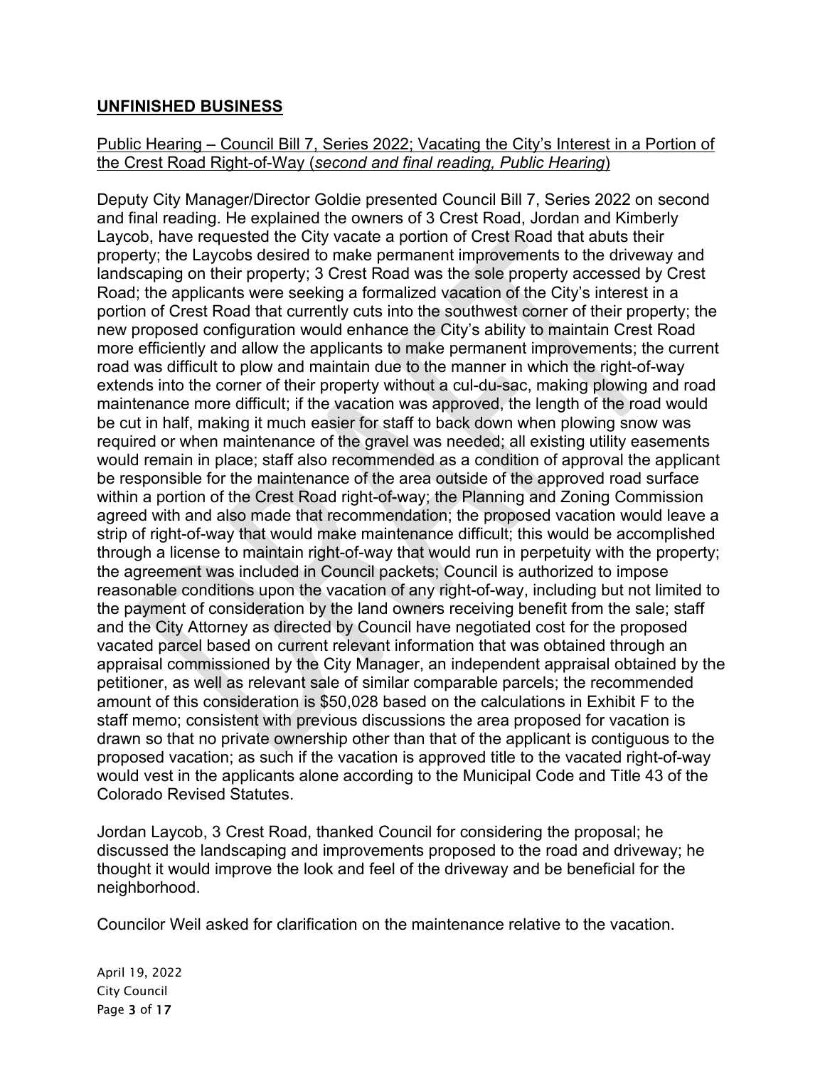## UNFINISHED BUSINESS

Public Hearing – Council Bill 7, Series 2022; Vacating the City's Interest in a Portion of the Crest Road Right-of-Way (*second and final reading, Public Hearing*)

Deputy City Manager/Director Goldie presented Council Bill 7, Series 2022 on second and final reading. He explained the owners of 3 Crest Road, Jordan and Kimberly Laycob, have requested the City vacate a portion of Crest Road that abuts their property; the Laycobs desired to make permanent improvements to the driveway and landscaping on their property; 3 Crest Road was the sole property accessed by Crest Road; the applicants were seeking a formalized vacation of the City's interest in a portion of Crest Road that currently cuts into the southwest corner of their property; the new proposed configuration would enhance the City's ability to maintain Crest Road more efficiently and allow the applicants to make permanent improvements; the current road was difficult to plow and maintain due to the manner in which the right-of-way extends into the corner of their property without a cul-du-sac, making plowing and road maintenance more difficult; if the vacation was approved, the length of the road would be cut in half, making it much easier for staff to back down when plowing snow was required or when maintenance of the gravel was needed; all existing utility easements would remain in place; staff also recommended as a condition of approval the applicant be responsible for the maintenance of the area outside of the approved road surface within a portion of the Crest Road right-of-way; the Planning and Zoning Commission agreed with and also made that recommendation; the proposed vacation would leave a strip of right-of-way that would make maintenance difficult; this would be accomplished through a license to maintain right-of-way that would run in perpetuity with the property; the agreement was included in Council packets; Council is authorized to impose reasonable conditions upon the vacation of any right-of-way, including but not limited to the payment of consideration by the land owners receiving benefit from the sale; staff and the City Attorney as directed by Council have negotiated cost for the proposed vacated parcel based on current relevant information that was obtained through an appraisal commissioned by the City Manager, an independent appraisal obtained by the petitioner, as well as relevant sale of similar comparable parcels; the recommended amount of this consideration is $50,028 based on the calculations in Exhibit F to the staff memo; consistent with previous discussions the area proposed for vacation is drawn so that no private ownership other than that of the applicant is contiguous to the proposed vacation; as such if the vacation is approved title to the vacated right-of-way would vest in the applicants alone according to the Municipal Code and Title 43 of the Colorado Revised Statutes.

Jordan Laycob, 3 Crest Road, thanked Council for considering the proposal; he discussed the landscaping and improvements proposed to the road and driveway; he thought it would improve the look and feel of the driveway and be beneficial for the neighborhood.

Councilor Weil asked for clarification on the maintenance relative to the vacation.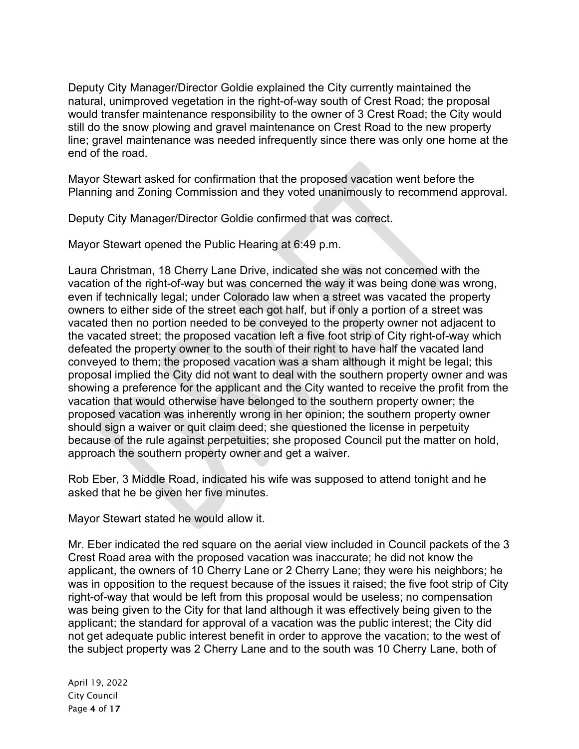Deputy City Manager/Director Goldie explained the City currently maintained the natural, unimproved vegetation in the right-of-way south of Crest Road; the proposal would transfer maintenance responsibility to the owner of 3 Crest Road; the City would still do the snow plowing and gravel maintenance on Crest Road to the new property line; gravel maintenance was needed infrequently since there was only one home at the end of the road.

Mayor Stewart asked for confirmation that the proposed vacation went before the Planning and Zoning Commission and they voted unanimously to recommend approval.

Deputy City Manager/Director Goldie confirmed that was correct.

Mayor Stewart opened the Public Hearing at 6:49 p.m.

Laura Christman, 18 Cherry Lane Drive, indicated she was not concerned with the vacation of the right-of-way but was concerned the way it was being done was wrong, even if technically legal; under Colorado law when a street was vacated the property owners to either side of the street each got half, but if only a portion of a street was vacated then no portion needed to be conveyed to the property owner not adjacent to the vacated street; the proposed vacation left a five foot strip of City right-of-way which defeated the property owner to the south of their right to have half the vacated land conveyed to them; the proposed vacation was a sham although it might be legal; this proposal implied the City did not want to deal with the southern property owner and was showing a preference for the applicant and the City wanted to receive the profit from the vacation that would otherwise have belonged to the southern property owner; the proposed vacation was inherently wrong in her opinion; the southern property owner should sign a waiver or quit claim deed; she questioned the license in perpetuity because of the rule against perpetuities; she proposed Council put the matter on hold, approach the southern property owner and get a waiver.

Rob Eber, 3 Middle Road, indicated his wife was supposed to attend tonight and he asked that he be given her five minutes.

Mayor Stewart stated he would allow it.

Mr. Eber indicated the red square on the aerial view included in Council packets of the 3 Crest Road area with the proposed vacation was inaccurate; he did not know the applicant, the owners of 10 Cherry Lane or 2 Cherry Lane; they were his neighbors; he was in opposition to the request because of the issues it raised; the five foot strip of City right-of-way that would be left from this proposal would be useless; no compensation was being given to the City for that land although it was effectively being given to the applicant; the standard for approval of a vacation was the public interest; the City did not get adequate public interest benefit in order to approve the vacation; to the west of the subject property was 2 Cherry Lane and to the south was 10 Cherry Lane, both of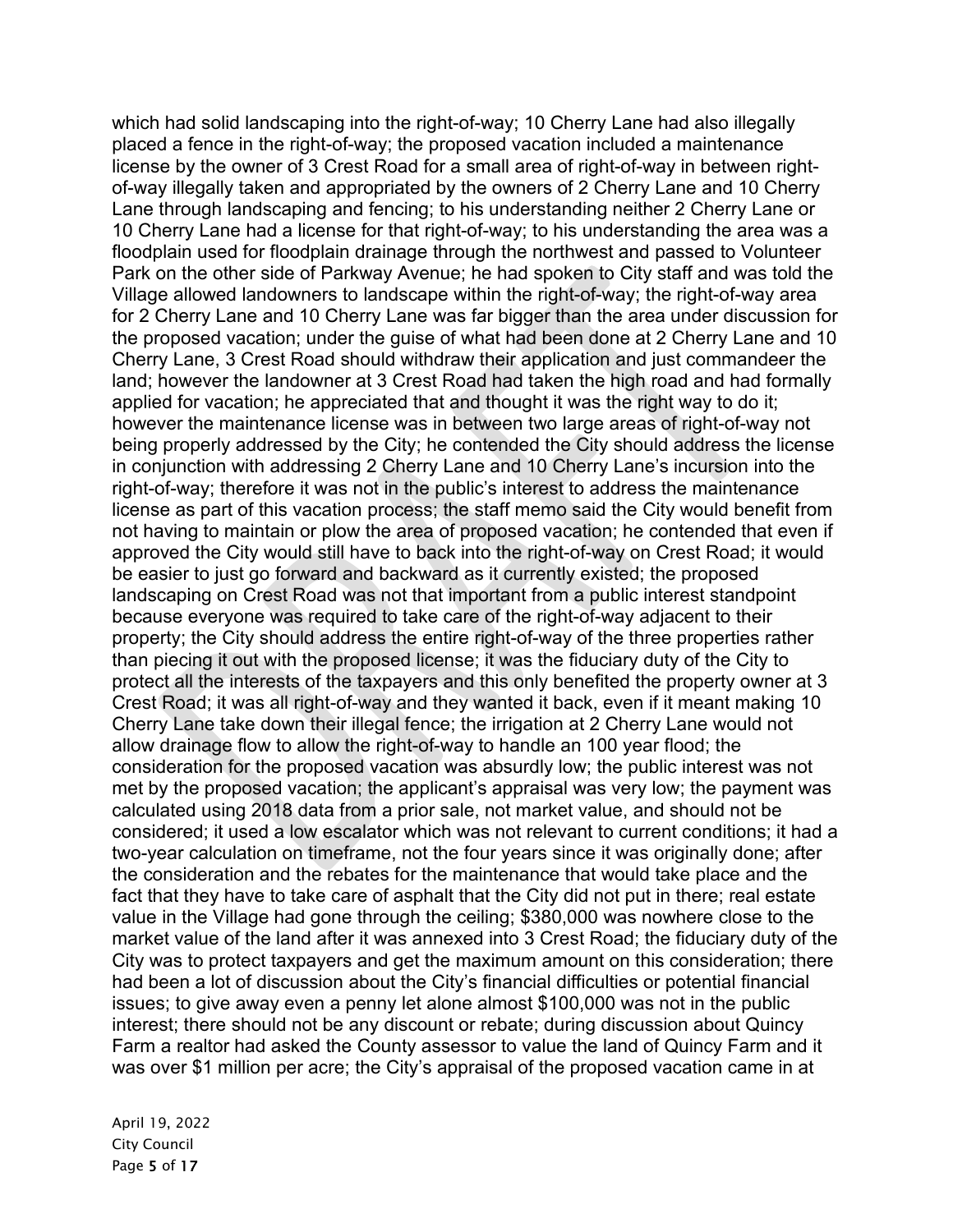which had solid landscaping into the right-of-way; 10 Cherry Lane had also illegally placed a fence in the right-of-way; the proposed vacation included a maintenance license by the owner of 3 Crest Road for a small area of right-of-way in between right-of-way illegally taken and appropriated by the owners of 2 Cherry Lane and 10 Cherry Lane through landscaping and fencing; to his understanding neither 2 Cherry Lane or 10 Cherry Lane had a license for that right-of-way; to his understanding the area was a floodplain used for floodplain drainage through the northwest and passed to Volunteer Park on the other side of Parkway Avenue; he had spoken to City staff and was told the Village allowed landowners to landscape within the right-of-way; the right-of-way area for 2 Cherry Lane and 10 Cherry Lane was far bigger than the area under discussion for the proposed vacation; under the guise of what had been done at 2 Cherry Lane and 10 Cherry Lane, 3 Crest Road should withdraw their application and just commandeer the land; however the landowner at 3 Crest Road had taken the high road and had formally applied for vacation; he appreciated that and thought it was the right way to do it; however the maintenance license was in between two large areas of right-of-way not being properly addressed by the City; he contended the City should address the license in conjunction with addressing 2 Cherry Lane and 10 Cherry Lane's incursion into the right-of-way; therefore it was not in the public's interest to address the maintenance license as part of this vacation process; the staff memo said the City would benefit from not having to maintain or plow the area of proposed vacation; he contended that even if approved the City would still have to back into the right-of-way on Crest Road; it would be easier to just go forward and backward as it currently existed; the proposed landscaping on Crest Road was not that important from a public interest standpoint because everyone was required to take care of the right-of-way adjacent to their property; the City should address the entire right-of-way of the three properties rather than piecing it out with the proposed license; it was the fiduciary duty of the City to protect all the interests of the taxpayers and this only benefited the property owner at 3 Crest Road; it was all right-of-way and they wanted it back, even if it meant making 10 Cherry Lane take down their illegal fence; the irrigation at 2 Cherry Lane would not allow drainage flow to allow the right-of-way to handle an 100 year flood; the consideration for the proposed vacation was absurdly low; the public interest was not met by the proposed vacation; the applicant's appraisal was very low; the payment was calculated using 2018 data from a prior sale, not market value, and should not be considered; it used a low escalator which was not relevant to current conditions; it had a two-year calculation on timeframe, not the four years since it was originally done; after the consideration and the rebates for the maintenance that would take place and the fact that they have to take care of asphalt that the City did not put in there; real estate value in the Village had gone through the ceiling; $380,000 was nowhere close to the market value of the land after it was annexed into 3 Crest Road; the fiduciary duty of the City was to protect taxpayers and get the maximum amount on this consideration; there had been a lot of discussion about the City's financial difficulties or potential financial issues; to give away even a penny let alone almost $100,000 was not in the public interest; there should not be any discount or rebate; during discussion about Quincy Farm a realtor had asked the County assessor to value the land of Quincy Farm and it was over $1 million per acre; the City's appraisal of the proposed vacation came in at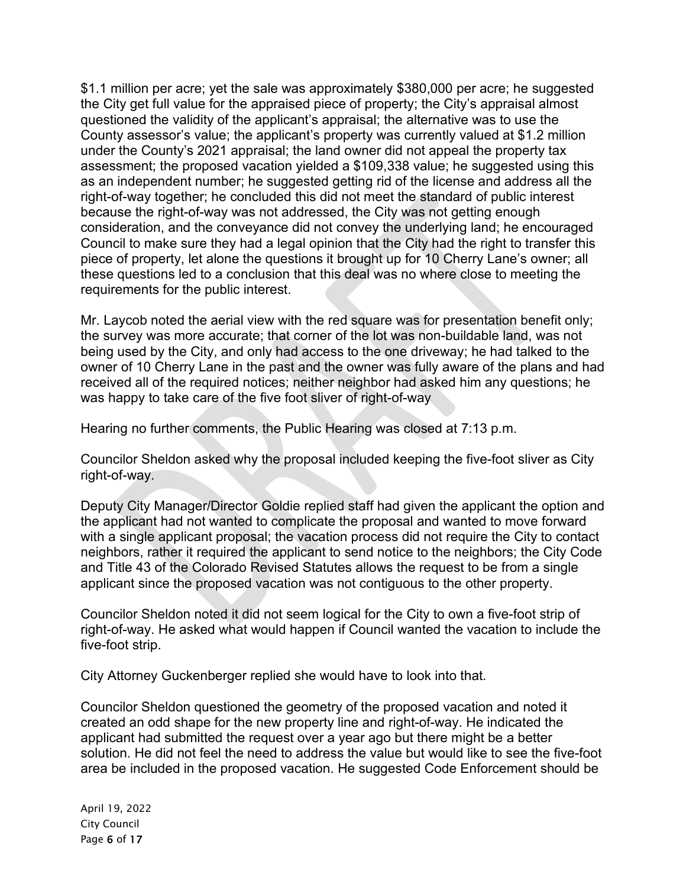$1.1 million per acre; yet the sale was approximately $380,000 per acre; he suggested the City get full value for the appraised piece of property; the City's appraisal almost questioned the validity of the applicant's appraisal; the alternative was to use the County assessor's value; the applicant's property was currently valued at $1.2 million under the County's 2021 appraisal; the land owner did not appeal the property tax assessment; the proposed vacation yielded a $109,338 value; he suggested using this as an independent number; he suggested getting rid of the license and address all the right-of-way together; he concluded this did not meet the standard of public interest because the right-of-way was not addressed, the City was not getting enough consideration, and the conveyance did not convey the underlying land; he encouraged Council to make sure they had a legal opinion that the City had the right to transfer this piece of property, let alone the questions it brought up for 10 Cherry Lane's owner; all these questions led to a conclusion that this deal was no where close to meeting the requirements for the public interest.

Mr. Laycob noted the aerial view with the red square was for presentation benefit only; the survey was more accurate; that corner of the lot was non-buildable land, was not being used by the City, and only had access to the one driveway; he had talked to the owner of 10 Cherry Lane in the past and the owner was fully aware of the plans and had received all of the required notices; neither neighbor had asked him any questions; he was happy to take care of the five foot sliver of right-of-way

Hearing no further comments, the Public Hearing was closed at 7:13 p.m.

Councilor Sheldon asked why the proposal included keeping the five-foot sliver as City right-of-way.

Deputy City Manager/Director Goldie replied staff had given the applicant the option and the applicant had not wanted to complicate the proposal and wanted to move forward with a single applicant proposal; the vacation process did not require the City to contact neighbors, rather it required the applicant to send notice to the neighbors; the City Code and Title 43 of the Colorado Revised Statutes allows the request to be from a single applicant since the proposed vacation was not contiguous to the other property.

Councilor Sheldon noted it did not seem logical for the City to own a five-foot strip of right-of-way. He asked what would happen if Council wanted the vacation to include the five-foot strip.

City Attorney Guckenberger replied she would have to look into that.

Councilor Sheldon questioned the geometry of the proposed vacation and noted it created an odd shape for the new property line and right-of-way. He indicated the applicant had submitted the request over a year ago but there might be a better solution. He did not feel the need to address the value but would like to see the five-foot area be included in the proposed vacation. He suggested Code Enforcement should be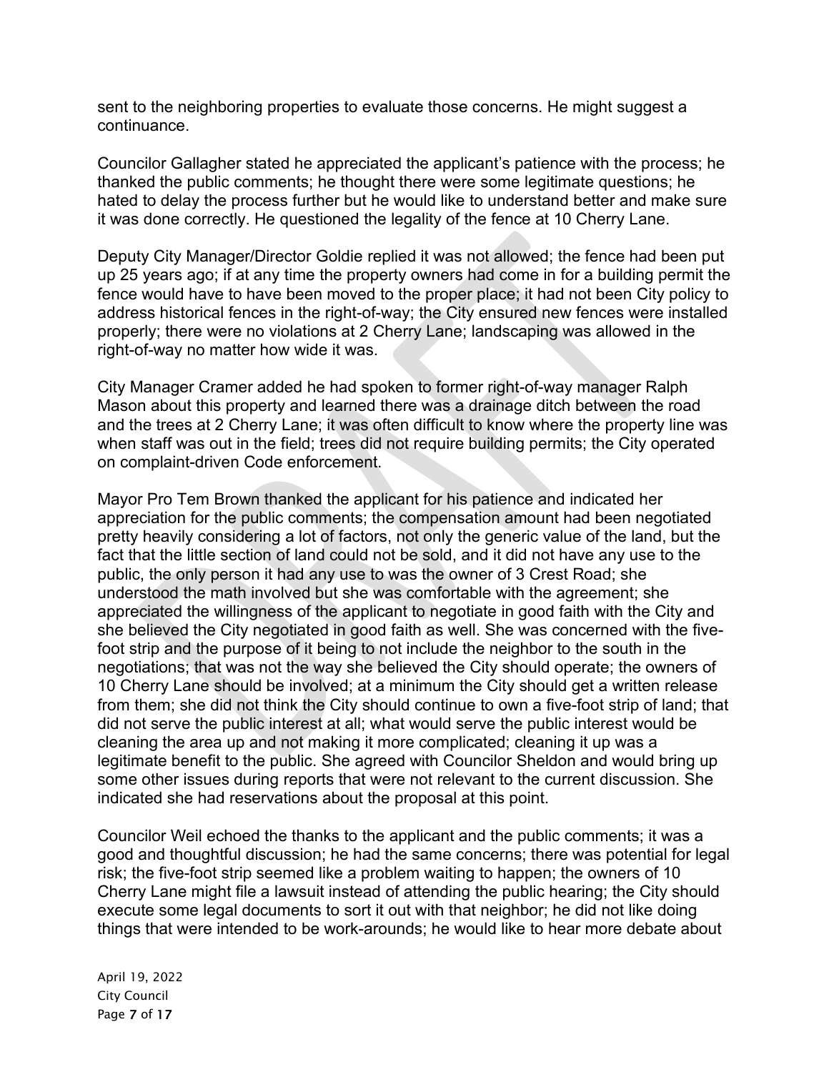sent to the neighboring properties to evaluate those concerns. He might suggest a continuance.

Councilor Gallagher stated he appreciated the applicant's patience with the process; he thanked the public comments; he thought there were some legitimate questions; he hated to delay the process further but he would like to understand better and make sure it was done correctly. He questioned the legality of the fence at 10 Cherry Lane.

Deputy City Manager/Director Goldie replied it was not allowed; the fence had been put up 25 years ago; if at any time the property owners had come in for a building permit the fence would have to have been moved to the proper place; it had not been City policy to address historical fences in the right-of-way; the City ensured new fences were installed properly; there were no violations at 2 Cherry Lane; landscaping was allowed in the right-of-way no matter how wide it was.

City Manager Cramer added he had spoken to former right-of-way manager Ralph Mason about this property and learned there was a drainage ditch between the road and the trees at 2 Cherry Lane; it was often difficult to know where the property line was when staff was out in the field; trees did not require building permits; the City operated on complaint-driven Code enforcement.

Mayor Pro Tem Brown thanked the applicant for his patience and indicated her appreciation for the public comments; the compensation amount had been negotiated pretty heavily considering a lot of factors, not only the generic value of the land, but the fact that the little section of land could not be sold, and it did not have any use to the public, the only person it had any use to was the owner of 3 Crest Road; she understood the math involved but she was comfortable with the agreement; she appreciated the willingness of the applicant to negotiate in good faith with the City and she believed the City negotiated in good faith as well. She was concerned with the five-foot strip and the purpose of it being to not include the neighbor to the south in the negotiations; that was not the way she believed the City should operate; the owners of 10 Cherry Lane should be involved; at a minimum the City should get a written release from them; she did not think the City should continue to own a five-foot strip of land; that did not serve the public interest at all; what would serve the public interest would be cleaning the area up and not making it more complicated; cleaning it up was a legitimate benefit to the public. She agreed with Councilor Sheldon and would bring up some other issues during reports that were not relevant to the current discussion. She indicated she had reservations about the proposal at this point.

Councilor Weil echoed the thanks to the applicant and the public comments; it was a good and thoughtful discussion; he had the same concerns; there was potential for legal risk; the five-foot strip seemed like a problem waiting to happen; the owners of 10 Cherry Lane might file a lawsuit instead of attending the public hearing; the City should execute some legal documents to sort it out with that neighbor; he did not like doing things that were intended to be work-arounds; he would like to hear more debate about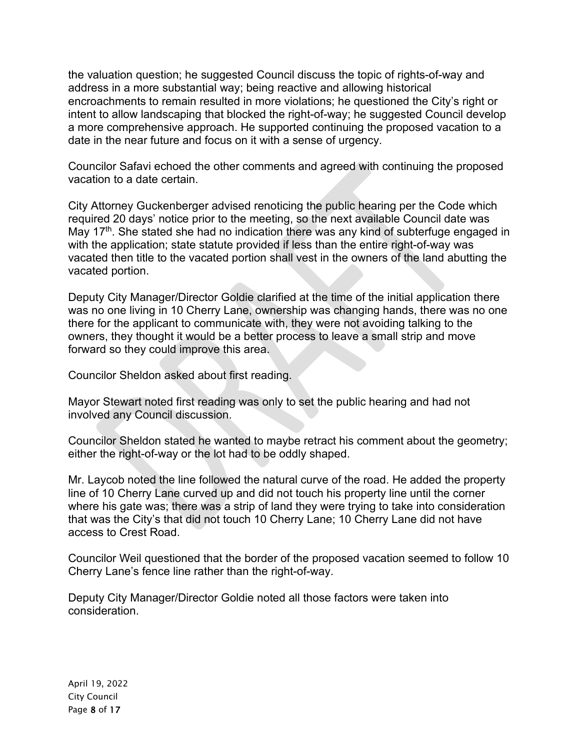the valuation question; he suggested Council discuss the topic of rights-of-way and address in a more substantial way; being reactive and allowing historical encroachments to remain resulted in more violations; he questioned the City's right or intent to allow landscaping that blocked the right-of-way; he suggested Council develop a more comprehensive approach. He supported continuing the proposed vacation to a date in the near future and focus on it with a sense of urgency.

Councilor Safavi echoed the other comments and agreed with continuing the proposed vacation to a date certain.

City Attorney Guckenberger advised renoticing the public hearing per the Code which required 20 days' notice prior to the meeting, so the next available Council date was May 17th. She stated she had no indication there was any kind of subterfuge engaged in with the application; state statute provided if less than the entire right-of-way was vacated then title to the vacated portion shall vest in the owners of the land abutting the vacated portion.

Deputy City Manager/Director Goldie clarified at the time of the initial application there was no one living in 10 Cherry Lane, ownership was changing hands, there was no one there for the applicant to communicate with, they were not avoiding talking to the owners, they thought it would be a better process to leave a small strip and move forward so they could improve this area.

Councilor Sheldon asked about first reading.

Mayor Stewart noted first reading was only to set the public hearing and had not involved any Council discussion.

Councilor Sheldon stated he wanted to maybe retract his comment about the geometry; either the right-of-way or the lot had to be oddly shaped.

Mr. Laycob noted the line followed the natural curve of the road. He added the property line of 10 Cherry Lane curved up and did not touch his property line until the corner where his gate was; there was a strip of land they were trying to take into consideration that was the City's that did not touch 10 Cherry Lane; 10 Cherry Lane did not have access to Crest Road.

Councilor Weil questioned that the border of the proposed vacation seemed to follow 10 Cherry Lane's fence line rather than the right-of-way.

Deputy City Manager/Director Goldie noted all those factors were taken into consideration.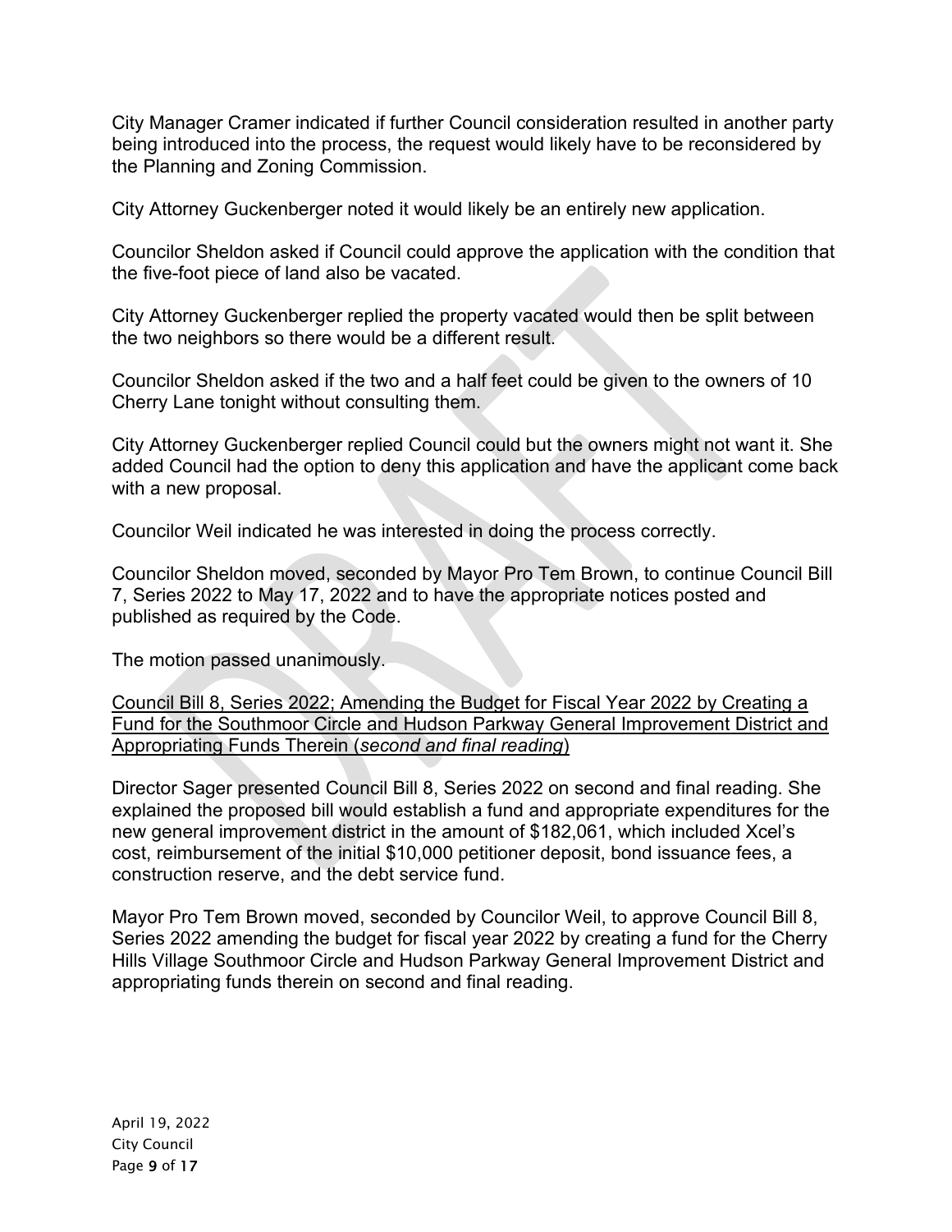City Manager Cramer indicated if further Council consideration resulted in another party being introduced into the process, the request would likely have to be reconsidered by the Planning and Zoning Commission.

City Attorney Guckenberger noted it would likely be an entirely new application.

Councilor Sheldon asked if Council could approve the application with the condition that the five-foot piece of land also be vacated.

City Attorney Guckenberger replied the property vacated would then be split between the two neighbors so there would be a different result.

Councilor Sheldon asked if the two and a half feet could be given to the owners of 10 Cherry Lane tonight without consulting them.

City Attorney Guckenberger replied Council could but the owners might not want it. She added Council had the option to deny this application and have the applicant come back with a new proposal.

Councilor Weil indicated he was interested in doing the process correctly.

Councilor Sheldon moved, seconded by Mayor Pro Tem Brown, to continue Council Bill 7, Series 2022 to May 17, 2022 and to have the appropriate notices posted and published as required by the Code.

The motion passed unanimously.

<u>Council Bill 8, Series 2022; Amending the Budget for Fiscal Year 2022 by Creating a Fund for the Southmoor Circle and Hudson Parkway General Improvement District and Appropriating Funds Therein (*second and final reading*)</u>

Director Sager presented Council Bill 8, Series 2022 on second and final reading. She explained the proposed bill would establish a fund and appropriate expenditures for the new general improvement district in the amount of $182,061, which included Xcel's cost, reimbursement of the initial $10,000 petitioner deposit, bond issuance fees, a construction reserve, and the debt service fund.

Mayor Pro Tem Brown moved, seconded by Councilor Weil, to approve Council Bill 8, Series 2022 amending the budget for fiscal year 2022 by creating a fund for the Cherry Hills Village Southmoor Circle and Hudson Parkway General Improvement District and appropriating funds therein on second and final reading.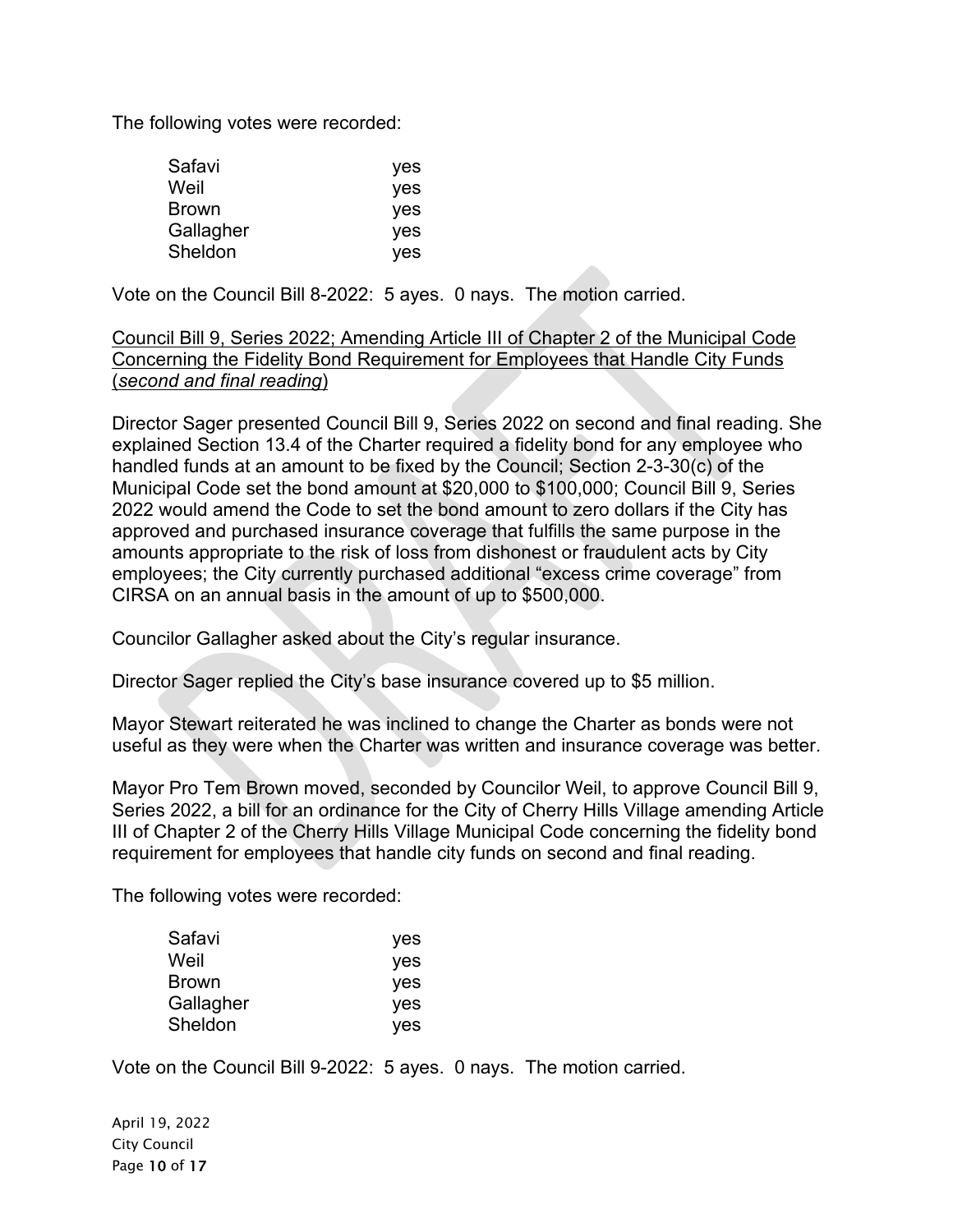The following votes were recorded:

| | |
|---|---|
| Safavi | yes |
| Weil | yes |
| Brown | yes |
| Gallagher | yes |
| Sheldon | yes |

Vote on the Council Bill 8-2022: 5 ayes. 0 nays. The motion carried.

Council Bill 9, Series 2022; Amending Article III of Chapter 2 of the Municipal Code Concerning the Fidelity Bond Requirement for Employees that Handle City Funds (*second and final reading*)

Director Sager presented Council Bill 9, Series 2022 on second and final reading. She explained Section 13.4 of the Charter required a fidelity bond for any employee who handled funds at an amount to be fixed by the Council; Section 2-3-30(c) of the Municipal Code set the bond amount at $20,000 to $100,000; Council Bill 9, Series 2022 would amend the Code to set the bond amount to zero dollars if the City has approved and purchased insurance coverage that fulfills the same purpose in the amounts appropriate to the risk of loss from dishonest or fraudulent acts by City employees; the City currently purchased additional "excess crime coverage" from CIRSA on an annual basis in the amount of up to $500,000.

Councilor Gallagher asked about the City's regular insurance.

Director Sager replied the City's base insurance covered up to $5 million.

Mayor Stewart reiterated he was inclined to change the Charter as bonds were not useful as they were when the Charter was written and insurance coverage was better.

Mayor Pro Tem Brown moved, seconded by Councilor Weil, to approve Council Bill 9, Series 2022, a bill for an ordinance for the City of Cherry Hills Village amending Article III of Chapter 2 of the Cherry Hills Village Municipal Code concerning the fidelity bond requirement for employees that handle city funds on second and final reading.

The following votes were recorded:

| | |
|---|---|
| Safavi | yes |
| Weil | yes |
| Brown | yes |
| Gallagher | yes |
| Sheldon | yes |

Vote on the Council Bill 9-2022: 5 ayes. 0 nays. The motion carried.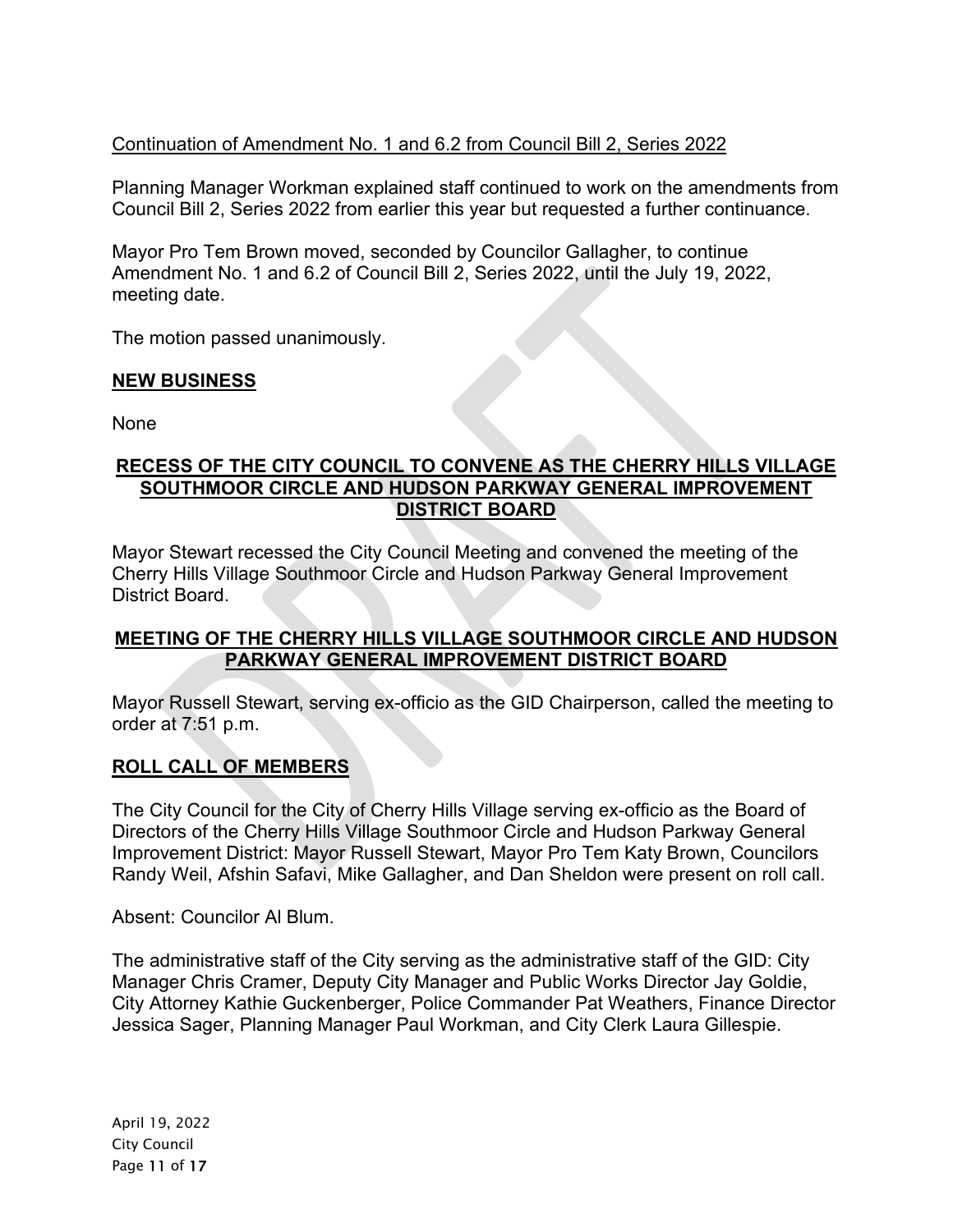Continuation of Amendment No. 1 and 6.2 from Council Bill 2, Series 2022

Planning Manager Workman explained staff continued to work on the amendments from Council Bill 2, Series 2022 from earlier this year but requested a further continuance.

Mayor Pro Tem Brown moved, seconded by Councilor Gallagher, to continue Amendment No. 1 and 6.2 of Council Bill 2, Series 2022, until the July 19, 2022, meeting date.

The motion passed unanimously.

## NEW BUSINESS

None

## RECESS OF THE CITY COUNCIL TO CONVENE AS THE CHERRY HILLS VILLAGE SOUTHMOOR CIRCLE AND HUDSON PARKWAY GENERAL IMPROVEMENT DISTRICT BOARD

Mayor Stewart recessed the City Council Meeting and convened the meeting of the Cherry Hills Village Southmoor Circle and Hudson Parkway General Improvement District Board.

## MEETING OF THE CHERRY HILLS VILLAGE SOUTHMOOR CIRCLE AND HUDSON PARKWAY GENERAL IMPROVEMENT DISTRICT BOARD

Mayor Russell Stewart, serving ex-officio as the GID Chairperson, called the meeting to order at 7:51 p.m.

## ROLL CALL OF MEMBERS

The City Council for the City of Cherry Hills Village serving ex-officio as the Board of Directors of the Cherry Hills Village Southmoor Circle and Hudson Parkway General Improvement District: Mayor Russell Stewart, Mayor Pro Tem Katy Brown, Councilors Randy Weil, Afshin Safavi, Mike Gallagher, and Dan Sheldon were present on roll call.

Absent: Councilor Al Blum.

The administrative staff of the City serving as the administrative staff of the GID: City Manager Chris Cramer, Deputy City Manager and Public Works Director Jay Goldie, City Attorney Kathie Guckenberger, Police Commander Pat Weathers, Finance Director Jessica Sager, Planning Manager Paul Workman, and City Clerk Laura Gillespie.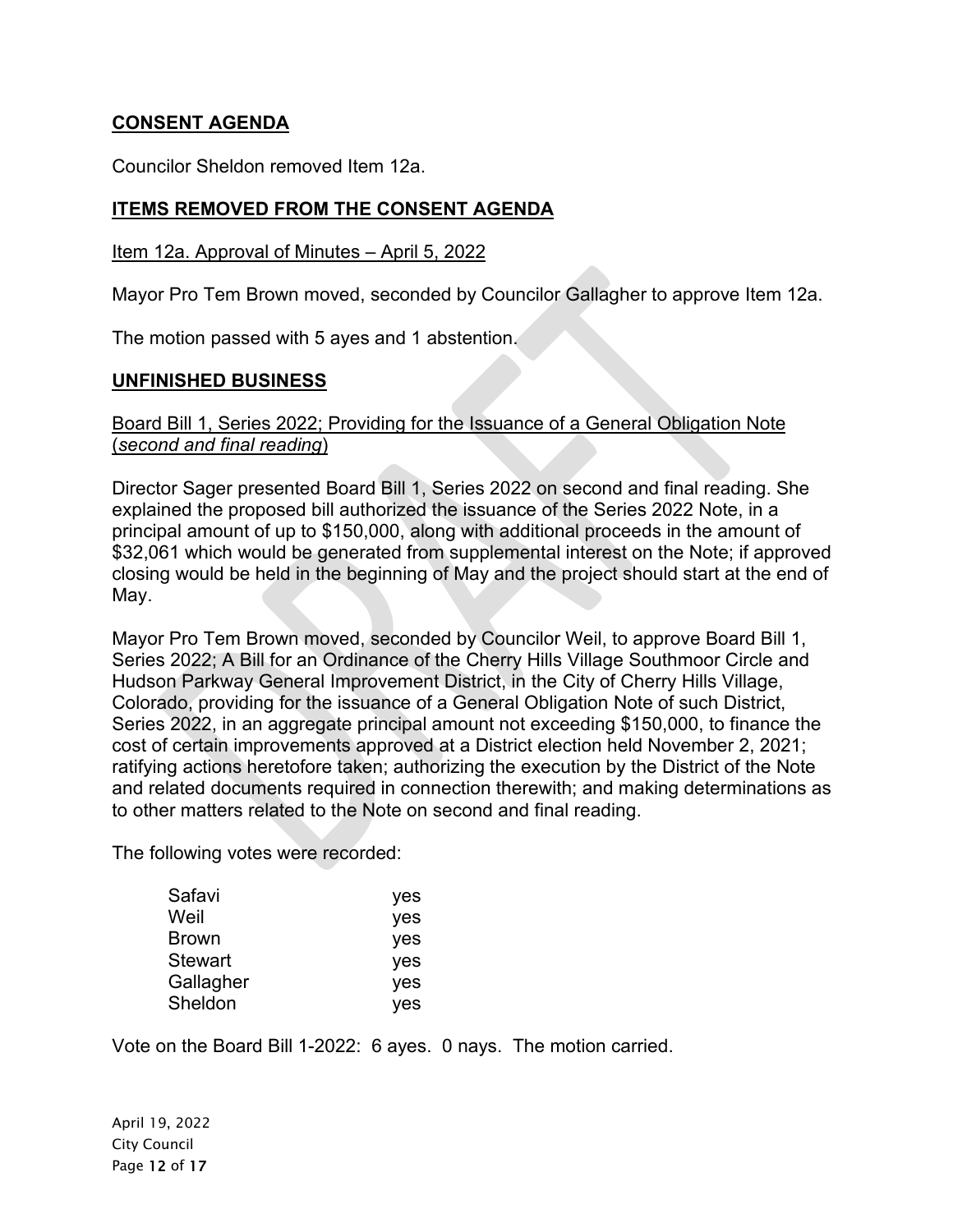## CONSENT AGENDA

Councilor Sheldon removed Item 12a.

## ITEMS REMOVED FROM THE CONSENT AGENDA

Item 12a. Approval of Minutes – April 5, 2022

Mayor Pro Tem Brown moved, seconded by Councilor Gallagher to approve Item 12a.

The motion passed with 5 ayes and 1 abstention.

## UNFINISHED BUSINESS

Board Bill 1, Series 2022; Providing for the Issuance of a General Obligation Note (*second and final reading*)

Director Sager presented Board Bill 1, Series 2022 on second and final reading. She explained the proposed bill authorized the issuance of the Series 2022 Note, in a principal amount of up to $150,000, along with additional proceeds in the amount of $32,061 which would be generated from supplemental interest on the Note; if approved closing would be held in the beginning of May and the project should start at the end of May.

Mayor Pro Tem Brown moved, seconded by Councilor Weil, to approve Board Bill 1, Series 2022; A Bill for an Ordinance of the Cherry Hills Village Southmoor Circle and Hudson Parkway General Improvement District, in the City of Cherry Hills Village, Colorado, providing for the issuance of a General Obligation Note of such District, Series 2022, in an aggregate principal amount not exceeding $150,000, to finance the cost of certain improvements approved at a District election held November 2, 2021; ratifying actions heretofore taken; authorizing the execution by the District of the Note and related documents required in connection therewith; and making determinations as to other matters related to the Note on second and final reading.

The following votes were recorded:

| | |
|---|---|
| Safavi | yes |
| Weil | yes |
| Brown | yes |
| Stewart | yes |
| Gallagher | yes |
| Sheldon | yes |

Vote on the Board Bill 1-2022: 6 ayes. 0 nays. The motion carried.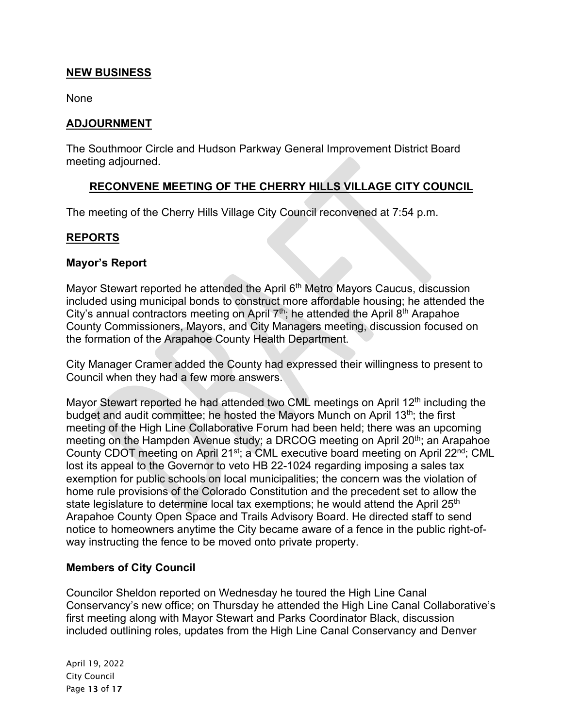## NEW BUSINESS

None

## ADJOURNMENT

The Southmoor Circle and Hudson Parkway General Improvement District Board meeting adjourned.

## RECONVENE MEETING OF THE CHERRY HILLS VILLAGE CITY COUNCIL

The meeting of the Cherry Hills Village City Council reconvened at 7:54 p.m.

## REPORTS

### Mayor's Report

Mayor Stewart reported he attended the April 6th Metro Mayors Caucus, discussion included using municipal bonds to construct more affordable housing; he attended the City's annual contractors meeting on April 7th; he attended the April 8th Arapahoe County Commissioners, Mayors, and City Managers meeting, discussion focused on the formation of the Arapahoe County Health Department.

City Manager Cramer added the County had expressed their willingness to present to Council when they had a few more answers.

Mayor Stewart reported he had attended two CML meetings on April 12th including the budget and audit committee; he hosted the Mayors Munch on April 13th; the first meeting of the High Line Collaborative Forum had been held; there was an upcoming meeting on the Hampden Avenue study; a DRCOG meeting on April 20th; an Arapahoe County CDOT meeting on April 21st; a CML executive board meeting on April 22nd; CML lost its appeal to the Governor to veto HB 22-1024 regarding imposing a sales tax exemption for public schools on local municipalities; the concern was the violation of home rule provisions of the Colorado Constitution and the precedent set to allow the state legislature to determine local tax exemptions; he would attend the April 25th Arapahoe County Open Space and Trails Advisory Board. He directed staff to send notice to homeowners anytime the City became aware of a fence in the public right-of-way instructing the fence to be moved onto private property.

### Members of City Council

Councilor Sheldon reported on Wednesday he toured the High Line Canal Conservancy's new office; on Thursday he attended the High Line Canal Collaborative's first meeting along with Mayor Stewart and Parks Coordinator Black, discussion included outlining roles, updates from the High Line Canal Conservancy and Denver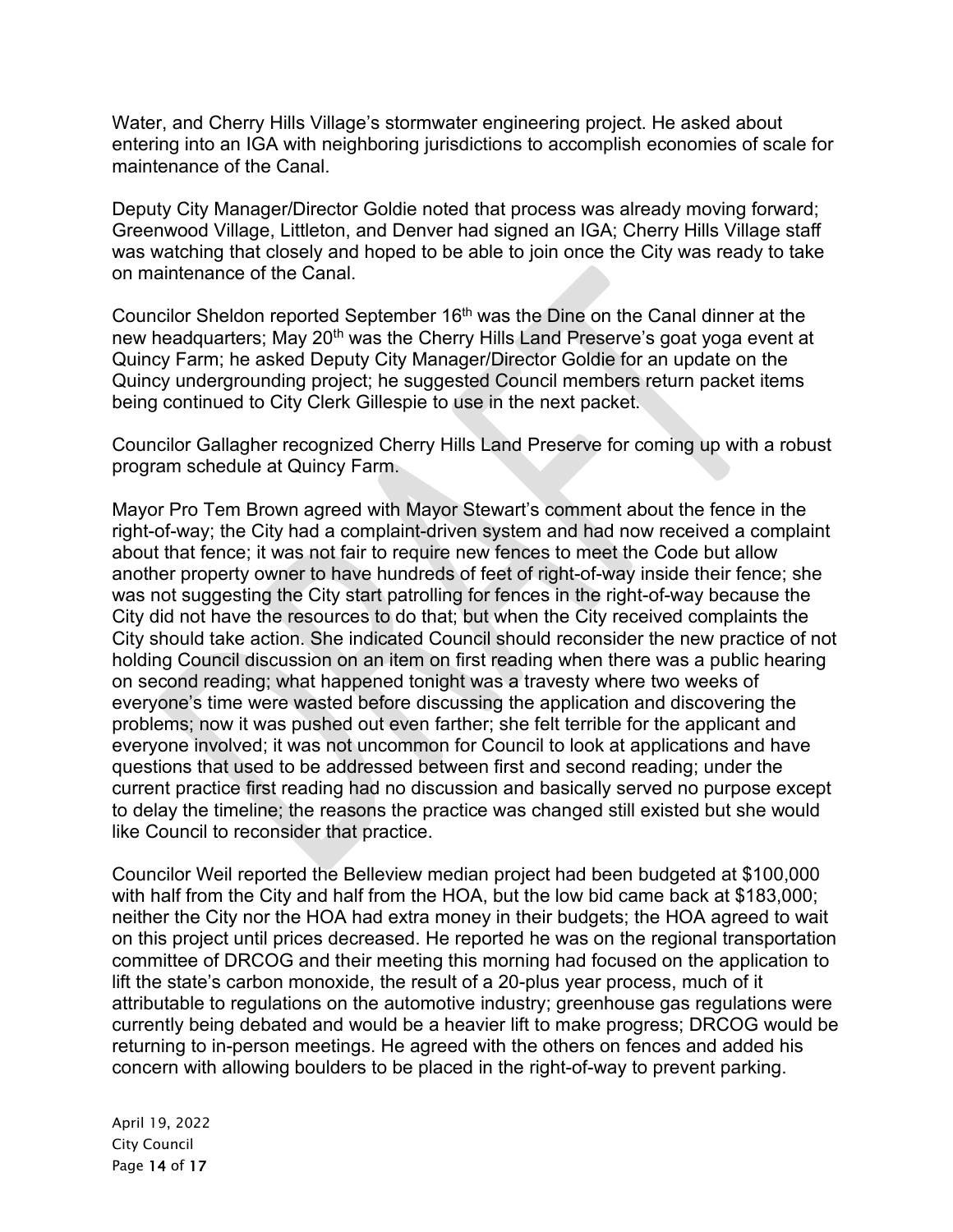Water, and Cherry Hills Village's stormwater engineering project. He asked about entering into an IGA with neighboring jurisdictions to accomplish economies of scale for maintenance of the Canal.

Deputy City Manager/Director Goldie noted that process was already moving forward; Greenwood Village, Littleton, and Denver had signed an IGA; Cherry Hills Village staff was watching that closely and hoped to be able to join once the City was ready to take on maintenance of the Canal.

Councilor Sheldon reported September 16th was the Dine on the Canal dinner at the new headquarters; May 20th was the Cherry Hills Land Preserve's goat yoga event at Quincy Farm; he asked Deputy City Manager/Director Goldie for an update on the Quincy undergrounding project; he suggested Council members return packet items being continued to City Clerk Gillespie to use in the next packet.

Councilor Gallagher recognized Cherry Hills Land Preserve for coming up with a robust program schedule at Quincy Farm.

Mayor Pro Tem Brown agreed with Mayor Stewart's comment about the fence in the right-of-way; the City had a complaint-driven system and had now received a complaint about that fence; it was not fair to require new fences to meet the Code but allow another property owner to have hundreds of feet of right-of-way inside their fence; she was not suggesting the City start patrolling for fences in the right-of-way because the City did not have the resources to do that; but when the City received complaints the City should take action. She indicated Council should reconsider the new practice of not holding Council discussion on an item on first reading when there was a public hearing on second reading; what happened tonight was a travesty where two weeks of everyone's time were wasted before discussing the application and discovering the problems; now it was pushed out even farther; she felt terrible for the applicant and everyone involved; it was not uncommon for Council to look at applications and have questions that used to be addressed between first and second reading; under the current practice first reading had no discussion and basically served no purpose except to delay the timeline; the reasons the practice was changed still existed but she would like Council to reconsider that practice.

Councilor Weil reported the Belleview median project had been budgeted at $100,000 with half from the City and half from the HOA, but the low bid came back at $183,000; neither the City nor the HOA had extra money in their budgets; the HOA agreed to wait on this project until prices decreased. He reported he was on the regional transportation committee of DRCOG and their meeting this morning had focused on the application to lift the state's carbon monoxide, the result of a 20-plus year process, much of it attributable to regulations on the automotive industry; greenhouse gas regulations were currently being debated and would be a heavier lift to make progress; DRCOG would be returning to in-person meetings. He agreed with the others on fences and added his concern with allowing boulders to be placed in the right-of-way to prevent parking.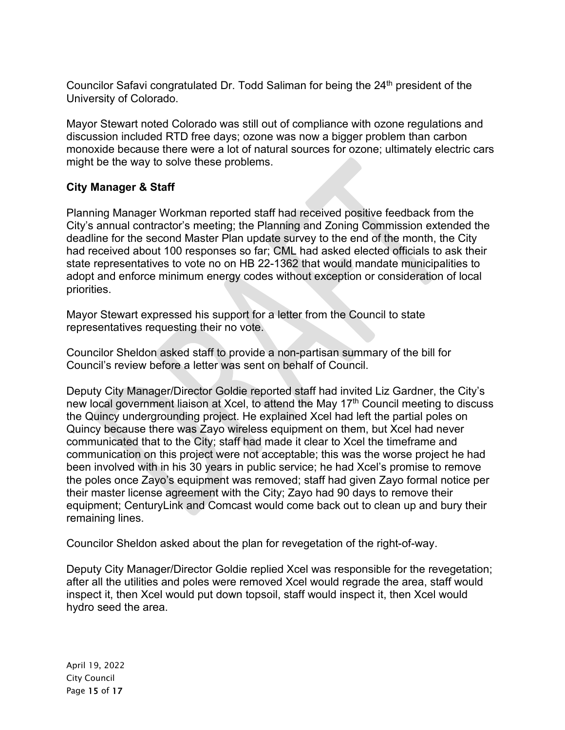Councilor Safavi congratulated Dr. Todd Saliman for being the 24th president of the University of Colorado.

Mayor Stewart noted Colorado was still out of compliance with ozone regulations and discussion included RTD free days; ozone was now a bigger problem than carbon monoxide because there were a lot of natural sources for ozone; ultimately electric cars might be the way to solve these problems.

**City Manager & Staff**

Planning Manager Workman reported staff had received positive feedback from the City's annual contractor's meeting; the Planning and Zoning Commission extended the deadline for the second Master Plan update survey to the end of the month, the City had received about 100 responses so far; CML had asked elected officials to ask their state representatives to vote no on HB 22-1362 that would mandate municipalities to adopt and enforce minimum energy codes without exception or consideration of local priorities.

Mayor Stewart expressed his support for a letter from the Council to state representatives requesting their no vote.

Councilor Sheldon asked staff to provide a non-partisan summary of the bill for Council's review before a letter was sent on behalf of Council.

Deputy City Manager/Director Goldie reported staff had invited Liz Gardner, the City's new local government liaison at Xcel, to attend the May 17th Council meeting to discuss the Quincy undergrounding project. He explained Xcel had left the partial poles on Quincy because there was Zayo wireless equipment on them, but Xcel had never communicated that to the City; staff had made it clear to Xcel the timeframe and communication on this project were not acceptable; this was the worse project he had been involved with in his 30 years in public service; he had Xcel's promise to remove the poles once Zayo's equipment was removed; staff had given Zayo formal notice per their master license agreement with the City; Zayo had 90 days to remove their equipment; CenturyLink and Comcast would come back out to clean up and bury their remaining lines.

Councilor Sheldon asked about the plan for revegetation of the right-of-way.

Deputy City Manager/Director Goldie replied Xcel was responsible for the revegetation; after all the utilities and poles were removed Xcel would regrade the area, staff would inspect it, then Xcel would put down topsoil, staff would inspect it, then Xcel would hydro seed the area.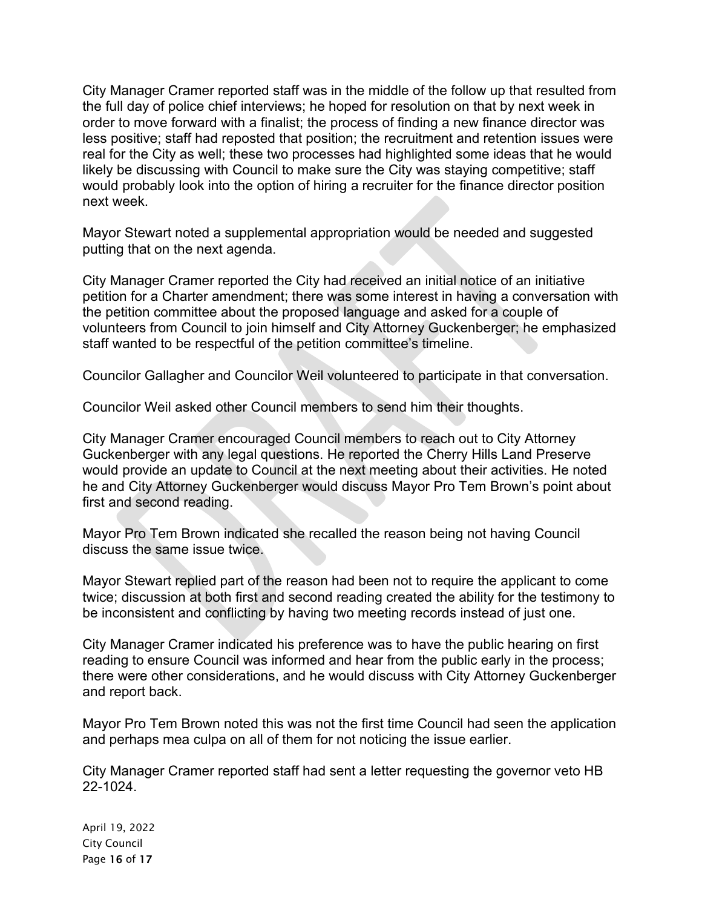City Manager Cramer reported staff was in the middle of the follow up that resulted from the full day of police chief interviews; he hoped for resolution on that by next week in order to move forward with a finalist; the process of finding a new finance director was less positive; staff had reposted that position; the recruitment and retention issues were real for the City as well; these two processes had highlighted some ideas that he would likely be discussing with Council to make sure the City was staying competitive; staff would probably look into the option of hiring a recruiter for the finance director position next week.

Mayor Stewart noted a supplemental appropriation would be needed and suggested putting that on the next agenda.

City Manager Cramer reported the City had received an initial notice of an initiative petition for a Charter amendment; there was some interest in having a conversation with the petition committee about the proposed language and asked for a couple of volunteers from Council to join himself and City Attorney Guckenberger; he emphasized staff wanted to be respectful of the petition committee's timeline.

Councilor Gallagher and Councilor Weil volunteered to participate in that conversation.

Councilor Weil asked other Council members to send him their thoughts.

City Manager Cramer encouraged Council members to reach out to City Attorney Guckenberger with any legal questions. He reported the Cherry Hills Land Preserve would provide an update to Council at the next meeting about their activities. He noted he and City Attorney Guckenberger would discuss Mayor Pro Tem Brown's point about first and second reading.

Mayor Pro Tem Brown indicated she recalled the reason being not having Council discuss the same issue twice.

Mayor Stewart replied part of the reason had been not to require the applicant to come twice; discussion at both first and second reading created the ability for the testimony to be inconsistent and conflicting by having two meeting records instead of just one.

City Manager Cramer indicated his preference was to have the public hearing on first reading to ensure Council was informed and hear from the public early in the process; there were other considerations, and he would discuss with City Attorney Guckenberger and report back.

Mayor Pro Tem Brown noted this was not the first time Council had seen the application and perhaps mea culpa on all of them for not noticing the issue earlier.

City Manager Cramer reported staff had sent a letter requesting the governor veto HB 22-1024.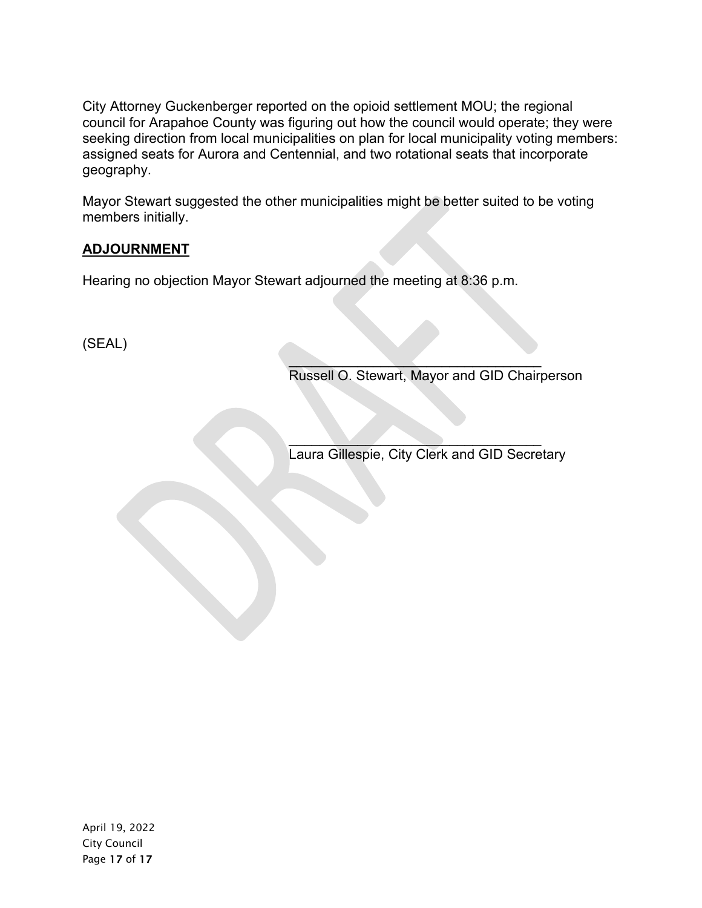City Attorney Guckenberger reported on the opioid settlement MOU; the regional council for Arapahoe County was figuring out how the council would operate; they were seeking direction from local municipalities on plan for local municipality voting members: assigned seats for Aurora and Centennial, and two rotational seats that incorporate geography.

Mayor Stewart suggested the other municipalities might be better suited to be voting members initially.

## ADJOURNMENT

Hearing no objection Mayor Stewart adjourned the meeting at 8:36 p.m.

(SEAL)

\_\_\_\_\_\_\_\_\_\_\_\_\_\_\_\_\_\_\_\_\_\_\_\_\_\_\_\_\_\_\_\_\_\_\_
Russell O. Stewart, Mayor and GID Chairperson

\_\_\_\_\_\_\_\_\_\_\_\_\_\_\_\_\_\_\_\_\_\_\_\_\_\_\_\_\_\_\_\_\_\_\_
Laura Gillespie, City Clerk and GID Secretary